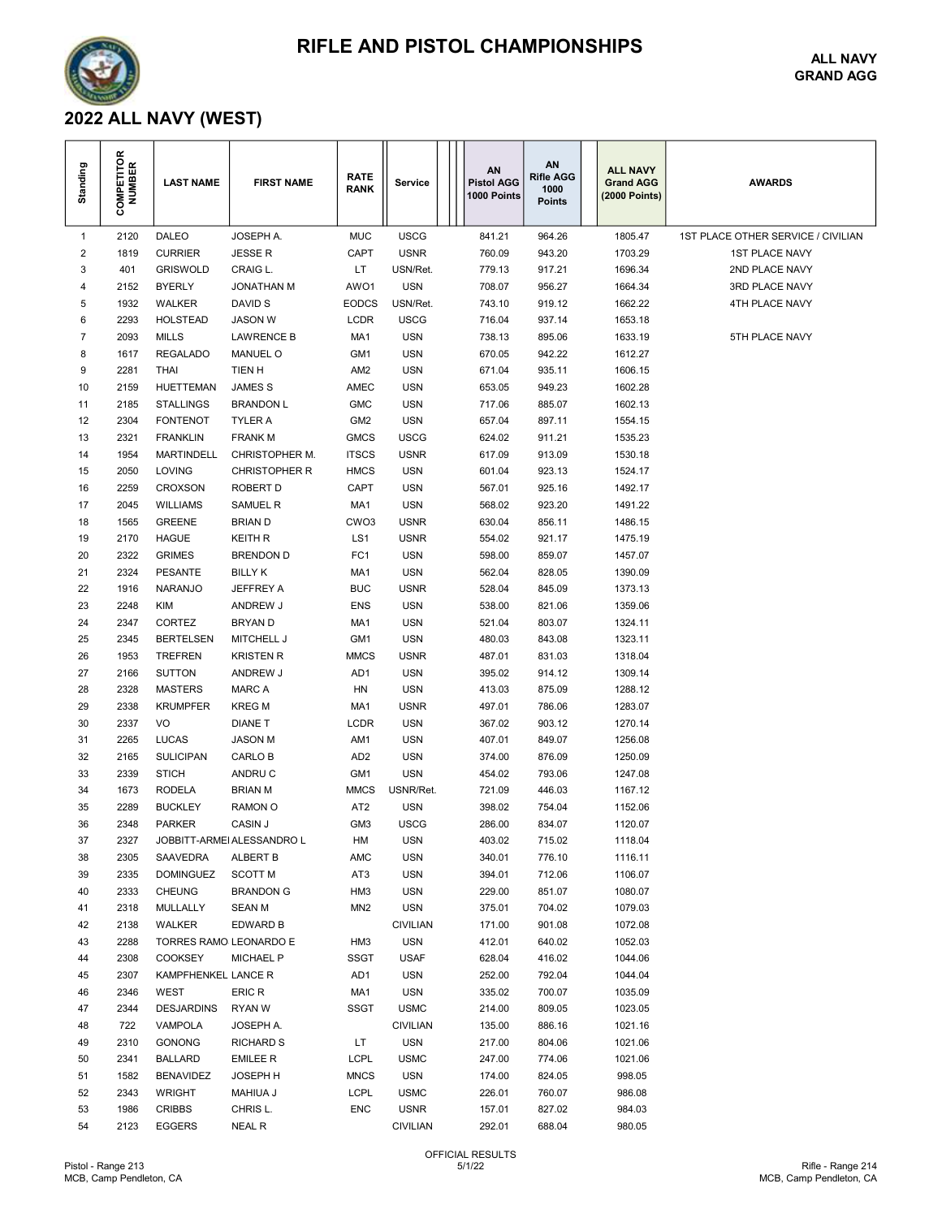# RIFLE AND PISTOL CHAMPIONSHIPS

**ALL NAVY**
**GRAND AGG**

## 2022 ALL NAVY (WEST)

| Standing | COMPETITOR NUMBER | LAST NAME | FIRST NAME | RATE RANK | Service | AN Pistol AGG 1000 Points | AN Rifle AGG 1000 Points | ALL NAVY Grand AGG (2000 Points) | AWARDS |
|---|---|---|---|---|---|---|---|---|---|
| 1 | 2120 | DALEO | JOSEPH A. | MUC | USCG | 841.21 | 964.26 | 1805.47 | 1ST PLACE OTHER SERVICE / CIVILIAN |
| 2 | 1819 | CURRIER | JESSE R | CAPT | USNR | 760.09 | 943.20 | 1703.29 | 1ST PLACE NAVY |
| 3 | 401 | GRISWOLD | CRAIG L. | LT | USN/Ret. | 779.13 | 917.21 | 1696.34 | 2ND PLACE NAVY |
| 4 | 2152 | BYERLY | JONATHAN M | AWO1 | USN | 708.07 | 956.27 | 1664.34 | 3RD PLACE NAVY |
| 5 | 1932 | WALKER | DAVID S | EODCS | USN/Ret. | 743.10 | 919.12 | 1662.22 | 4TH PLACE NAVY |
| 6 | 2293 | HOLSTEAD | JASON W | LCDR | USCG | 716.04 | 937.14 | 1653.18 | |
| 7 | 2093 | MILLS | LAWRENCE B | MA1 | USN | 738.13 | 895.06 | 1633.19 | 5TH PLACE NAVY |
| 8 | 1617 | REGALADO | MANUEL O | GM1 | USN | 670.05 | 942.22 | 1612.27 | |
| 9 | 2281 | THAI | TIEN H | AM2 | USN | 671.04 | 935.11 | 1606.15 | |
| 10 | 2159 | HUETTEMAN | JAMES S | AMEC | USN | 653.05 | 949.23 | 1602.28 | |
| 11 | 2185 | STALLINGS | BRANDON L | GMC | USN | 717.06 | 885.07 | 1602.13 | |
| 12 | 2304 | FONTENOT | TYLER A | GM2 | USN | 657.04 | 897.11 | 1554.15 | |
| 13 | 2321 | FRANKLIN | FRANK M | GMCS | USCG | 624.02 | 911.21 | 1535.23 | |
| 14 | 1954 | MARTINDELL | CHRISTOPHER M. | ITSCS | USNR | 617.09 | 913.09 | 1530.18 | |
| 15 | 2050 | LOVING | CHRISTOPHER R | HMCS | USN | 601.04 | 923.13 | 1524.17 | |
| 16 | 2259 | CROXSON | ROBERT D | CAPT | USN | 567.01 | 925.16 | 1492.17 | |
| 17 | 2045 | WILLIAMS | SAMUEL R | MA1 | USN | 568.02 | 923.20 | 1491.22 | |
| 18 | 1565 | GREENE | BRIAN D | CWO3 | USNR | 630.04 | 856.11 | 1486.15 | |
| 19 | 2170 | HAGUE | KEITH R | LS1 | USNR | 554.02 | 921.17 | 1475.19 | |
| 20 | 2322 | GRIMES | BRENDON D | FC1 | USN | 598.00 | 859.07 | 1457.07 | |
| 21 | 2324 | PESANTE | BILLY K | MA1 | USN | 562.04 | 828.05 | 1390.09 | |
| 22 | 1916 | NARANJO | JEFFREY A | BUC | USNR | 528.04 | 845.09 | 1373.13 | |
| 23 | 2248 | KIM | ANDREW J | ENS | USN | 538.00 | 821.06 | 1359.06 | |
| 24 | 2347 | CORTEZ | BRYAN D | MA1 | USN | 521.04 | 803.07 | 1324.11 | |
| 25 | 2345 | BERTELSEN | MITCHELL J | GM1 | USN | 480.03 | 843.08 | 1323.11 | |
| 26 | 1953 | TREFREN | KRISTEN R | MMCS | USNR | 487.01 | 831.03 | 1318.04 | |
| 27 | 2166 | SUTTON | ANDREW J | AD1 | USN | 395.02 | 914.12 | 1309.14 | |
| 28 | 2328 | MASTERS | MARC A | HN | USN | 413.03 | 875.09 | 1288.12 | |
| 29 | 2338 | KRUMPFER | KREG M | MA1 | USNR | 497.01 | 786.06 | 1283.07 | |
| 30 | 2337 | VO | DIANE T | LCDR | USN | 367.02 | 903.12 | 1270.14 | |
| 31 | 2265 | LUCAS | JASON M | AM1 | USN | 407.01 | 849.07 | 1256.08 | |
| 32 | 2165 | SULICIPAN | CARLO B | AD2 | USN | 374.00 | 876.09 | 1250.09 | |
| 33 | 2339 | STICH | ANDRU C | GM1 | USN | 454.02 | 793.06 | 1247.08 | |
| 34 | 1673 | RODELA | BRIAN M | MMCS | USNR/Ret. | 721.09 | 446.03 | 1167.12 | |
| 35 | 2289 | BUCKLEY | RAMON O | AT2 | USN | 398.02 | 754.04 | 1152.06 | |
| 36 | 2348 | PARKER | CASIN J | GM3 | USCG | 286.00 | 834.07 | 1120.07 | |
| 37 | 2327 | JOBBITT-ARMEI | ALESSANDRO L | HM | USN | 403.02 | 715.02 | 1118.04 | |
| 38 | 2305 | SAAVEDRA | ALBERT B | AMC | USN | 340.01 | 776.10 | 1116.11 | |
| 39 | 2335 | DOMINGUEZ | SCOTT M | AT3 | USN | 394.01 | 712.06 | 1106.07 | |
| 40 | 2333 | CHEUNG | BRANDON G | HM3 | USN | 229.00 | 851.07 | 1080.07 | |
| 41 | 2318 | MULLALLY | SEAN M | MN2 | USN | 375.01 | 704.02 | 1079.03 | |
| 42 | 2138 | WALKER | EDWARD B | | CIVILIAN | 171.00 | 901.08 | 1072.08 | |
| 43 | 2288 | TORRES RAMO | LEONARDO E | HM3 | USN | 412.01 | 640.02 | 1052.03 | |
| 44 | 2308 | COOKSEY | MICHAEL P | SSGT | USAF | 628.04 | 416.02 | 1044.06 | |
| 45 | 2307 | KAMPFHENKEL | LANCE R | AD1 | USN | 252.00 | 792.04 | 1044.04 | |
| 46 | 2346 | WEST | ERIC R | MA1 | USN | 335.02 | 700.07 | 1035.09 | |
| 47 | 2344 | DESJARDINS | RYAN W | SSGT | USMC | 214.00 | 809.05 | 1023.05 | |
| 48 | 722 | VAMPOLA | JOSEPH A. | | CIVILIAN | 135.00 | 886.16 | 1021.16 | |
| 49 | 2310 | GONONG | RICHARD S | LT | USN | 217.00 | 804.06 | 1021.06 | |
| 50 | 2341 | BALLARD | EMILEE R | LCPL | USMC | 247.00 | 774.06 | 1021.06 | |
| 51 | 1582 | BENAVIDEZ | JOSEPH H | MNCS | USN | 174.00 | 824.05 | 998.05 | |
| 52 | 2343 | WRIGHT | MAHIUA J | LCPL | USMC | 226.01 | 760.07 | 986.08 | |
| 53 | 1986 | CRIBBS | CHRIS L. | ENC | USNR | 157.01 | 827.02 | 984.03 | |
| 54 | 2123 | EGGERS | NEAL R | | CIVILIAN | 292.01 | 688.04 | 980.05 | |

Pistol - Range 213
MCB, Camp Pendleton, CA

OFFICIAL RESULTS
5/1/22

Rifle - Range 214
MCB, Camp Pendleton, CA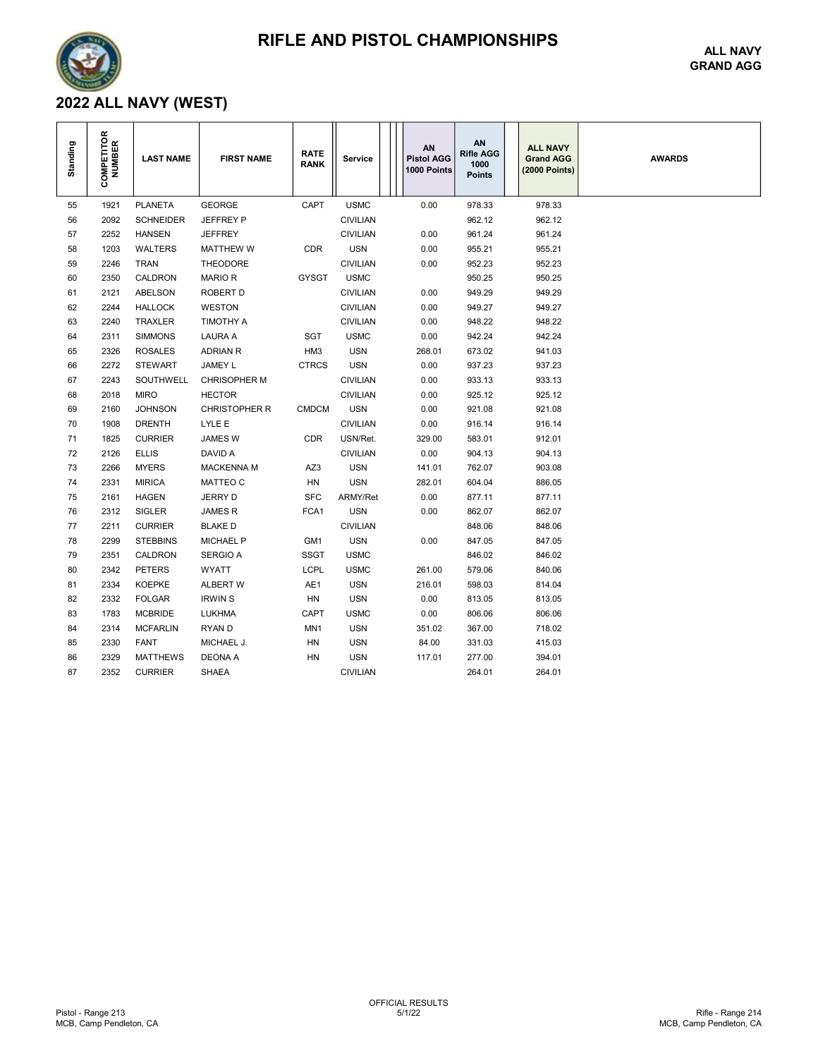# RIFLE AND PISTOL CHAMPIONSHIPS

**ALL NAVY**
**GRAND AGG**

## 2022 ALL NAVY (WEST)

| Standing | COMPETITOR NUMBER | LAST NAME | FIRST NAME | RATE RANK | Service | AN Pistol AGG 1000 Points | AN Rifle AGG 1000 Points | ALL NAVY Grand AGG (2000 Points) | AWARDS |
|---|---|---|---|---|---|---|---|---|---|
| 55 | 1921 | PLANETA | GEORGE | CAPT | USMC | 0.00 | 978.33 | 978.33 | |
| 56 | 2092 | SCHNEIDER | JEFFREY P | | CIVILIAN | | 962.12 | 962.12 | |
| 57 | 2252 | HANSEN | JEFFREY | | CIVILIAN | 0.00 | 961.24 | 961.24 | |
| 58 | 1203 | WALTERS | MATTHEW W | CDR | USN | 0.00 | 955.21 | 955.21 | |
| 59 | 2246 | TRAN | THEODORE | | CIVILIAN | 0.00 | 952.23 | 952.23 | |
| 60 | 2350 | CALDRON | MARIO R | GYSGT | USMC | | 950.25 | 950.25 | |
| 61 | 2121 | ABELSON | ROBERT D | | CIVILIAN | 0.00 | 949.29 | 949.29 | |
| 62 | 2244 | HALLOCK | WESTON | | CIVILIAN | 0.00 | 949.27 | 949.27 | |
| 63 | 2240 | TRAXLER | TIMOTHY A | | CIVILIAN | 0.00 | 948.22 | 948.22 | |
| 64 | 2311 | SIMMONS | LAURA A | SGT | USMC | 0.00 | 942.24 | 942.24 | |
| 65 | 2326 | ROSALES | ADRIAN R | HM3 | USN | 268.01 | 673.02 | 941.03 | |
| 66 | 2272 | STEWART | JAMEY L | CTRCS | USN | 0.00 | 937.23 | 937.23 | |
| 67 | 2243 | SOUTHWELL | CHRISOPHER M | | CIVILIAN | 0.00 | 933.13 | 933.13 | |
| 68 | 2018 | MIRO | HECTOR | | CIVILIAN | 0.00 | 925.12 | 925.12 | |
| 69 | 2160 | JOHNSON | CHRISTOPHER R | CMDCM | USN | 0.00 | 921.08 | 921.08 | |
| 70 | 1908 | DRENTH | LYLE E | | CIVILIAN | 0.00 | 916.14 | 916.14 | |
| 71 | 1825 | CURRIER | JAMES W | CDR | USN/Ret. | 329.00 | 583.01 | 912.01 | |
| 72 | 2126 | ELLIS | DAVID A | | CIVILIAN | 0.00 | 904.13 | 904.13 | |
| 73 | 2266 | MYERS | MACKENNA M | AZ3 | USN | 141.01 | 762.07 | 903.08 | |
| 74 | 2331 | MIRICA | MATTEO C | HN | USN | 282.01 | 604.04 | 886.05 | |
| 75 | 2161 | HAGEN | JERRY D | SFC | ARMY/Ret | 0.00 | 877.11 | 877.11 | |
| 76 | 2312 | SIGLER | JAMES R | FCA1 | USN | 0.00 | 862.07 | 862.07 | |
| 77 | 2211 | CURRIER | BLAKE D | | CIVILIAN | | 848.06 | 848.06 | |
| 78 | 2299 | STEBBINS | MICHAEL P | GM1 | USN | 0.00 | 847.05 | 847.05 | |
| 79 | 2351 | CALDRON | SERGIO A | SSGT | USMC | | 846.02 | 846.02 | |
| 80 | 2342 | PETERS | WYATT | LCPL | USMC | 261.00 | 579.06 | 840.06 | |
| 81 | 2334 | KOEPKE | ALBERT W | AE1 | USN | 216.01 | 598.03 | 814.04 | |
| 82 | 2332 | FOLGAR | IRWIN S | HN | USN | 0.00 | 813.05 | 813.05 | |
| 83 | 1783 | MCBRIDE | LUKHMA | CAPT | USMC | 0.00 | 806.06 | 806.06 | |
| 84 | 2314 | MCFARLIN | RYAN D | MN1 | USN | 351.02 | 367.00 | 718.02 | |
| 85 | 2330 | FANT | MICHAEL J. | HN | USN | 84.00 | 331.03 | 415.03 | |
| 86 | 2329 | MATTHEWS | DEONA A | HN | USN | 117.01 | 277.00 | 394.01 | |
| 87 | 2352 | CURRIER | SHAEA | | CIVILIAN | | 264.01 | 264.01 | |

Pistol - Range 213
MCB, Camp Pendleton, CA

OFFICIAL RESULTS
5/1/22

Rifle - Range 214
MCB, Camp Pendleton, CA